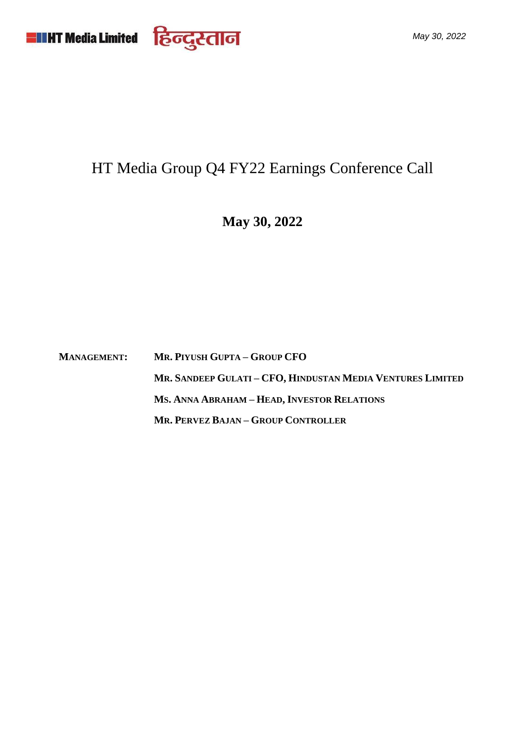# HT Media Group Q4 FY22 Earnings Conference Call

**May 30, 2022**

**MANAGEMENT:**

**MR. PIYUSH GUPTA – GROUP CFO**

**MR. SANDEEP GULATI – CFO, HINDUSTAN MEDIA VENTURES LIMITED**

**MS. ANNA ABRAHAM – HEAD, INVESTOR RELATIONS**

**MR. PERVEZ BAJAN – GROUP CONTROLLER**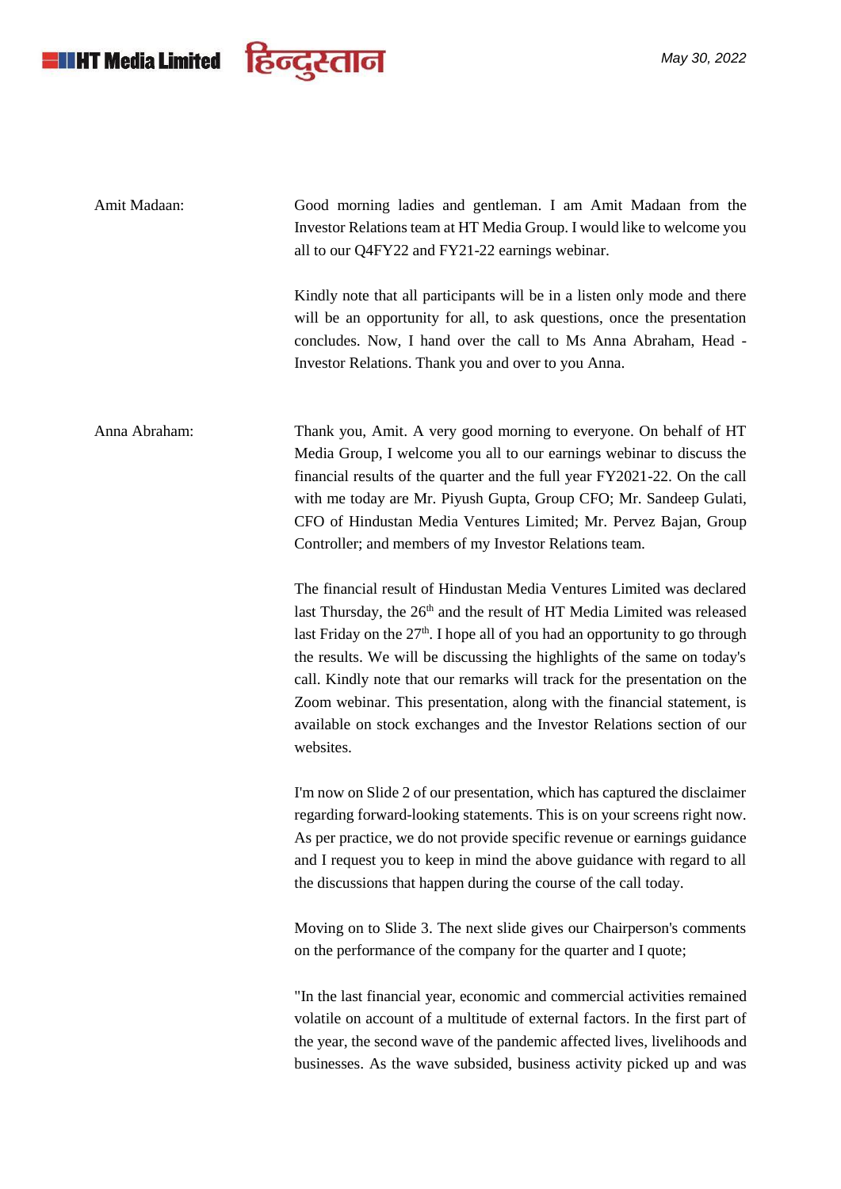Amit Madaan: Good morning ladies and gentleman. I am Amit Madaan from the Investor Relations team at HT Media Group. I would like to welcome you all to our Q4FY22 and FY21-22 earnings webinar.

Kindly note that all participants will be in a listen only mode and there will be an opportunity for all, to ask questions, once the presentation concludes. Now, I hand over the call to Ms Anna Abraham, Head - Investor Relations. Thank you and over to you Anna.

Anna Abraham: Thank you, Amit. A very good morning to everyone. On behalf of HT Media Group, I welcome you all to our earnings webinar to discuss the financial results of the quarter and the full year FY2021-22. On the call with me today are Mr. Piyush Gupta, Group CFO; Mr. Sandeep Gulati, CFO of Hindustan Media Ventures Limited; Mr. Pervez Bajan, Group Controller; and members of my Investor Relations team.

The financial result of Hindustan Media Ventures Limited was declared last Thursday, the 26th and the result of HT Media Limited was released last Friday on the 27th. I hope all of you had an opportunity to go through the results. We will be discussing the highlights of the same on today's call. Kindly note that our remarks will track for the presentation on the Zoom webinar. This presentation, along with the financial statement, is available on stock exchanges and the Investor Relations section of our websites.

I'm now on Slide 2 of our presentation, which has captured the disclaimer regarding forward-looking statements. This is on your screens right now. As per practice, we do not provide specific revenue or earnings guidance and I request you to keep in mind the above guidance with regard to all the discussions that happen during the course of the call today.

Moving on to Slide 3. The next slide gives our Chairperson's comments on the performance of the company for the quarter and I quote;

"In the last financial year, economic and commercial activities remained volatile on account of a multitude of external factors. In the first part of the year, the second wave of the pandemic affected lives, livelihoods and businesses. As the wave subsided, business activity picked up and was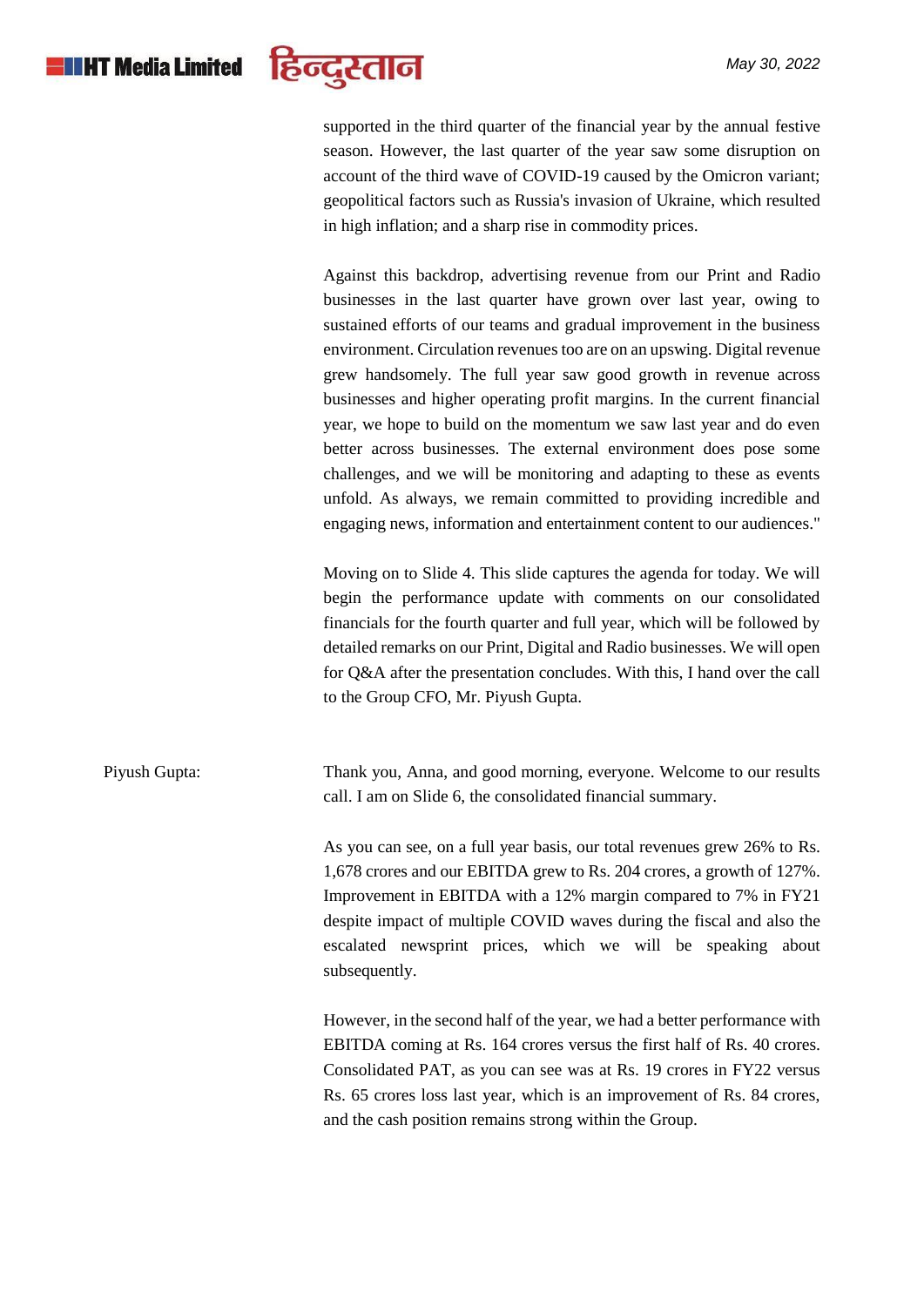supported in the third quarter of the financial year by the annual festive season. However, the last quarter of the year saw some disruption on account of the third wave of COVID-19 caused by the Omicron variant; geopolitical factors such as Russia's invasion of Ukraine, which resulted in high inflation; and a sharp rise in commodity prices.

Against this backdrop, advertising revenue from our Print and Radio businesses in the last quarter have grown over last year, owing to sustained efforts of our teams and gradual improvement in the business environment. Circulation revenues too are on an upswing. Digital revenue grew handsomely. The full year saw good growth in revenue across businesses and higher operating profit margins. In the current financial year, we hope to build on the momentum we saw last year and do even better across businesses. The external environment does pose some challenges, and we will be monitoring and adapting to these as events unfold. As always, we remain committed to providing incredible and engaging news, information and entertainment content to our audiences."

Moving on to Slide 4. This slide captures the agenda for today. We will begin the performance update with comments on our consolidated financials for the fourth quarter and full year, which will be followed by detailed remarks on our Print, Digital and Radio businesses. We will open for Q&A after the presentation concludes. With this, I hand over the call to the Group CFO, Mr. Piyush Gupta.

Piyush Gupta: Thank you, Anna, and good morning, everyone. Welcome to our results call. I am on Slide 6, the consolidated financial summary.

As you can see, on a full year basis, our total revenues grew 26% to Rs. 1,678 crores and our EBITDA grew to Rs. 204 crores, a growth of 127%. Improvement in EBITDA with a 12% margin compared to 7% in FY21 despite impact of multiple COVID waves during the fiscal and also the escalated newsprint prices, which we will be speaking about subsequently.

However, in the second half of the year, we had a better performance with EBITDA coming at Rs. 164 crores versus the first half of Rs. 40 crores. Consolidated PAT, as you can see was at Rs. 19 crores in FY22 versus Rs. 65 crores loss last year, which is an improvement of Rs. 84 crores, and the cash position remains strong within the Group.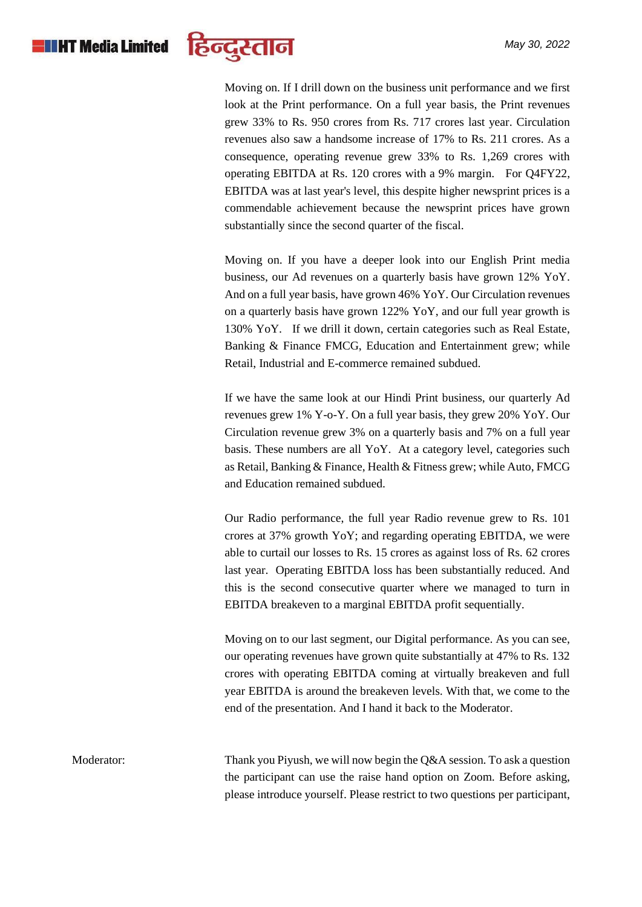Moving on. If I drill down on the business unit performance and we first look at the Print performance. On a full year basis, the Print revenues grew 33% to Rs. 950 crores from Rs. 717 crores last year. Circulation revenues also saw a handsome increase of 17% to Rs. 211 crores. As a consequence, operating revenue grew 33% to Rs. 1,269 crores with operating EBITDA at Rs. 120 crores with a 9% margin. For Q4FY22, EBITDA was at last year's level, this despite higher newsprint prices is a commendable achievement because the newsprint prices have grown substantially since the second quarter of the fiscal.

Moving on. If you have a deeper look into our English Print media business, our Ad revenues on a quarterly basis have grown 12% YoY. And on a full year basis, have grown 46% YoY. Our Circulation revenues on a quarterly basis have grown 122% YoY, and our full year growth is 130% YoY. If we drill it down, certain categories such as Real Estate, Banking & Finance FMCG, Education and Entertainment grew; while Retail, Industrial and E-commerce remained subdued.

If we have the same look at our Hindi Print business, our quarterly Ad revenues grew 1% Y-o-Y. On a full year basis, they grew 20% YoY. Our Circulation revenue grew 3% on a quarterly basis and 7% on a full year basis. These numbers are all YoY. At a category level, categories such as Retail, Banking & Finance, Health & Fitness grew; while Auto, FMCG and Education remained subdued.

Our Radio performance, the full year Radio revenue grew to Rs. 101 crores at 37% growth YoY; and regarding operating EBITDA, we were able to curtail our losses to Rs. 15 crores as against loss of Rs. 62 crores last year. Operating EBITDA loss has been substantially reduced. And this is the second consecutive quarter where we managed to turn in EBITDA breakeven to a marginal EBITDA profit sequentially.

Moving on to our last segment, our Digital performance. As you can see, our operating revenues have grown quite substantially at 47% to Rs. 132 crores with operating EBITDA coming at virtually breakeven and full year EBITDA is around the breakeven levels. With that, we come to the end of the presentation. And I hand it back to the Moderator.

**Moderator:** Thank you Piyush, we will now begin the Q&A session. To ask a question the participant can use the raise hand option on Zoom. Before asking, please introduce yourself. Please restrict to two questions per participant,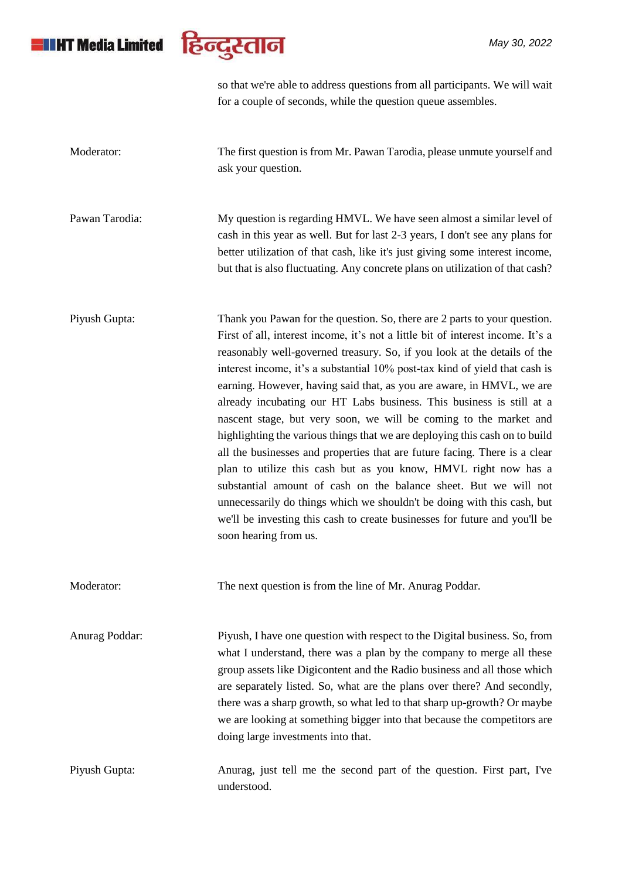so that we're able to address questions from all participants. We will wait for a couple of seconds, while the question queue assembles.

**Moderator:** The first question is from Mr. Pawan Tarodia, please unmute yourself and ask your question.

**Pawan Tarodia:** My question is regarding HMVL. We have seen almost a similar level of cash in this year as well. But for last 2-3 years, I don't see any plans for better utilization of that cash, like it's just giving some interest income, but that is also fluctuating. Any concrete plans on utilization of that cash?

**Piyush Gupta:** Thank you Pawan for the question. So, there are 2 parts to your question. First of all, interest income, it's not a little bit of interest income. It's a reasonably well-governed treasury. So, if you look at the details of the interest income, it's a substantial 10% post-tax kind of yield that cash is earning. However, having said that, as you are aware, in HMVL, we are already incubating our HT Labs business. This business is still at a nascent stage, but very soon, we will be coming to the market and highlighting the various things that we are deploying this cash on to build all the businesses and properties that are future facing. There is a clear plan to utilize this cash but as you know, HMVL right now has a substantial amount of cash on the balance sheet. But we will not unnecessarily do things which we shouldn't be doing with this cash, but we'll be investing this cash to create businesses for future and you'll be soon hearing from us.

**Moderator:** The next question is from the line of Mr. Anurag Poddar.

**Anurag Poddar:** Piyush, I have one question with respect to the Digital business. So, from what I understand, there was a plan by the company to merge all these group assets like Digicontent and the Radio business and all those which are separately listed. So, what are the plans over there? And secondly, there was a sharp growth, so what led to that sharp up-growth? Or maybe we are looking at something bigger into that because the competitors are doing large investments into that.

**Piyush Gupta:** Anurag, just tell me the second part of the question. First part, I've understood.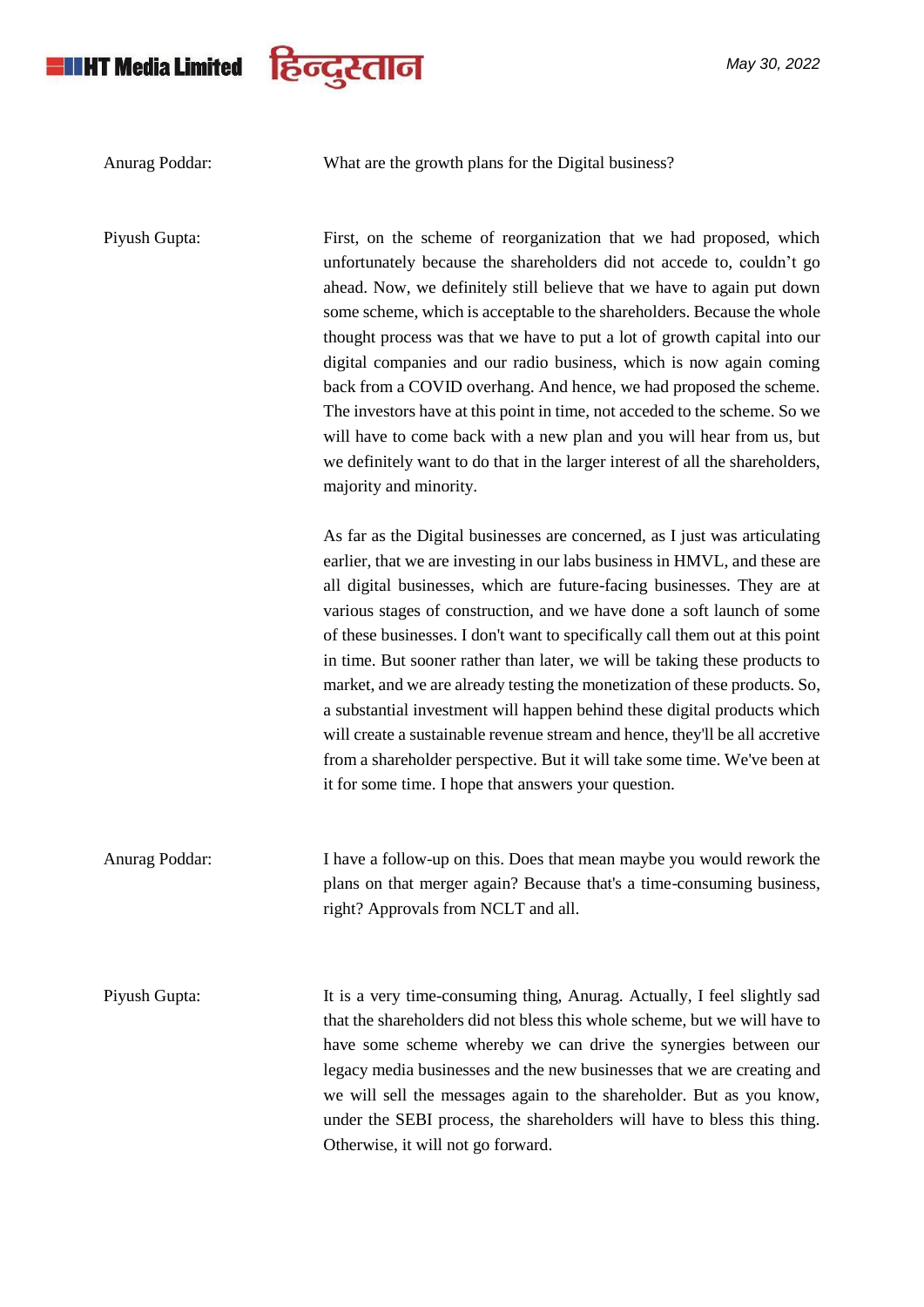Anurag Poddar: What are the growth plans for the Digital business?

Piyush Gupta: First, on the scheme of reorganization that we had proposed, which unfortunately because the shareholders did not accede to, couldn't go ahead. Now, we definitely still believe that we have to again put down some scheme, which is acceptable to the shareholders. Because the whole thought process was that we have to put a lot of growth capital into our digital companies and our radio business, which is now again coming back from a COVID overhang. And hence, we had proposed the scheme. The investors have at this point in time, not acceded to the scheme. So we will have to come back with a new plan and you will hear from us, but we definitely want to do that in the larger interest of all the shareholders, majority and minority.

As far as the Digital businesses are concerned, as I just was articulating earlier, that we are investing in our labs business in HMVL, and these are all digital businesses, which are future-facing businesses. They are at various stages of construction, and we have done a soft launch of some of these businesses. I don't want to specifically call them out at this point in time. But sooner rather than later, we will be taking these products to market, and we are already testing the monetization of these products. So, a substantial investment will happen behind these digital products which will create a sustainable revenue stream and hence, they'll be all accretive from a shareholder perspective. But it will take some time. We've been at it for some time. I hope that answers your question.

Anurag Poddar: I have a follow-up on this. Does that mean maybe you would rework the plans on that merger again? Because that's a time-consuming business, right? Approvals from NCLT and all.

Piyush Gupta: It is a very time-consuming thing, Anurag. Actually, I feel slightly sad that the shareholders did not bless this whole scheme, but we will have to have some scheme whereby we can drive the synergies between our legacy media businesses and the new businesses that we are creating and we will sell the messages again to the shareholder. But as you know, under the SEBI process, the shareholders will have to bless this thing. Otherwise, it will not go forward.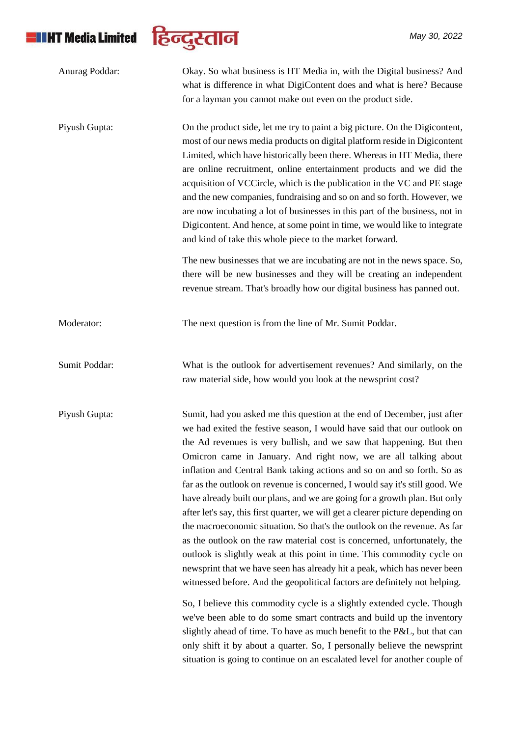Anurag Poddar: Okay. So what business is HT Media in, with the Digital business? And what is difference in what DigiContent does and what is here? Because for a layman you cannot make out even on the product side.

Piyush Gupta: On the product side, let me try to paint a big picture. On the Digicontent, most of our news media products on digital platform reside in Digicontent Limited, which have historically been there. Whereas in HT Media, there are online recruitment, online entertainment products and we did the acquisition of VCCircle, which is the publication in the VC and PE stage and the new companies, fundraising and so on and so forth. However, we are now incubating a lot of businesses in this part of the business, not in Digicontent. And hence, at some point in time, we would like to integrate and kind of take this whole piece to the market forward.

The new businesses that we are incubating are not in the news space. So, there will be new businesses and they will be creating an independent revenue stream. That's broadly how our digital business has panned out.

Moderator: The next question is from the line of Mr. Sumit Poddar.

Sumit Poddar: What is the outlook for advertisement revenues? And similarly, on the raw material side, how would you look at the newsprint cost?

Piyush Gupta: Sumit, had you asked me this question at the end of December, just after we had exited the festive season, I would have said that our outlook on the Ad revenues is very bullish, and we saw that happening. But then Omicron came in January. And right now, we are all talking about inflation and Central Bank taking actions and so on and so forth. So as far as the outlook on revenue is concerned, I would say it's still good. We have already built our plans, and we are going for a growth plan. But only after let's say, this first quarter, we will get a clearer picture depending on the macroeconomic situation. So that's the outlook on the revenue. As far as the outlook on the raw material cost is concerned, unfortunately, the outlook is slightly weak at this point in time. This commodity cycle on newsprint that we have seen has already hit a peak, which has never been witnessed before. And the geopolitical factors are definitely not helping.

So, I believe this commodity cycle is a slightly extended cycle. Though we've been able to do some smart contracts and build up the inventory slightly ahead of time. To have as much benefit to the P&L, but that can only shift it by about a quarter. So, I personally believe the newsprint situation is going to continue on an escalated level for another couple of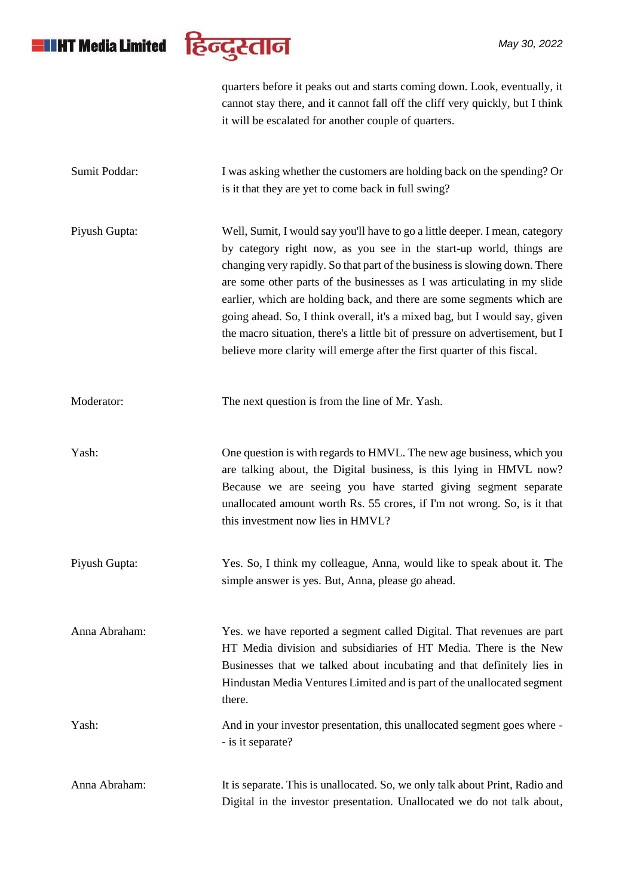quarters before it peaks out and starts coming down. Look, eventually, it cannot stay there, and it cannot fall off the cliff very quickly, but I think it will be escalated for another couple of quarters.

**Sumit Poddar:** I was asking whether the customers are holding back on the spending? Or is it that they are yet to come back in full swing?

**Piyush Gupta:** Well, Sumit, I would say you'll have to go a little deeper. I mean, category by category right now, as you see in the start-up world, things are changing very rapidly. So that part of the business is slowing down. There are some other parts of the businesses as I was articulating in my slide earlier, which are holding back, and there are some segments which are going ahead. So, I think overall, it's a mixed bag, but I would say, given the macro situation, there's a little bit of pressure on advertisement, but I believe more clarity will emerge after the first quarter of this fiscal.

**Moderator:** The next question is from the line of Mr. Yash.

**Yash:** One question is with regards to HMVL. The new age business, which you are talking about, the Digital business, is this lying in HMVL now? Because we are seeing you have started giving segment separate unallocated amount worth Rs. 55 crores, if I'm not wrong. So, is it that this investment now lies in HMVL?

**Piyush Gupta:** Yes. So, I think my colleague, Anna, would like to speak about it. The simple answer is yes. But, Anna, please go ahead.

**Anna Abraham:** Yes. we have reported a segment called Digital. That revenues are part HT Media division and subsidiaries of HT Media. There is the New Businesses that we talked about incubating and that definitely lies in Hindustan Media Ventures Limited and is part of the unallocated segment there.

**Yash:** And in your investor presentation, this unallocated segment goes where -- is it separate?

**Anna Abraham:** It is separate. This is unallocated. So, we only talk about Print, Radio and Digital in the investor presentation. Unallocated we do not talk about,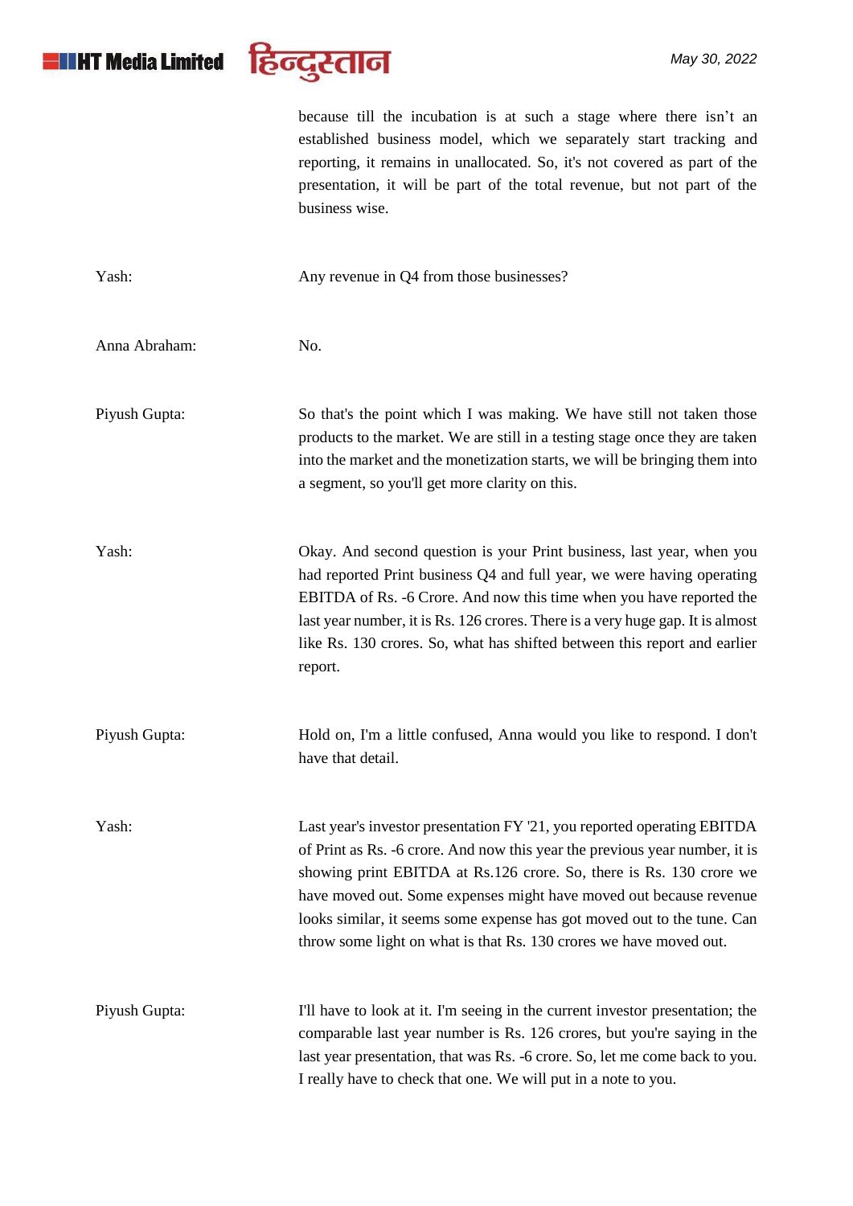because till the incubation is at such a stage where there isn't an established business model, which we separately start tracking and reporting, it remains in unallocated. So, it's not covered as part of the presentation, it will be part of the total revenue, but not part of the business wise.

**Yash:** Any revenue in Q4 from those businesses?

**Anna Abraham:** No.

**Piyush Gupta:** So that's the point which I was making. We have still not taken those products to the market. We are still in a testing stage once they are taken into the market and the monetization starts, we will be bringing them into a segment, so you'll get more clarity on this.

**Yash:** Okay. And second question is your Print business, last year, when you had reported Print business Q4 and full year, we were having operating EBITDA of Rs. -6 Crore. And now this time when you have reported the last year number, it is Rs. 126 crores. There is a very huge gap. It is almost like Rs. 130 crores. So, what has shifted between this report and earlier report.

**Piyush Gupta:** Hold on, I'm a little confused, Anna would you like to respond. I don't have that detail.

**Yash:** Last year's investor presentation FY '21, you reported operating EBITDA of Print as Rs. -6 crore. And now this year the previous year number, it is showing print EBITDA at Rs.126 crore. So, there is Rs. 130 crore we have moved out. Some expenses might have moved out because revenue looks similar, it seems some expense has got moved out to the tune. Can throw some light on what is that Rs. 130 crores we have moved out.

**Piyush Gupta:** I'll have to look at it. I'm seeing in the current investor presentation; the comparable last year number is Rs. 126 crores, but you're saying in the last year presentation, that was Rs. -6 crore. So, let me come back to you. I really have to check that one. We will put in a note to you.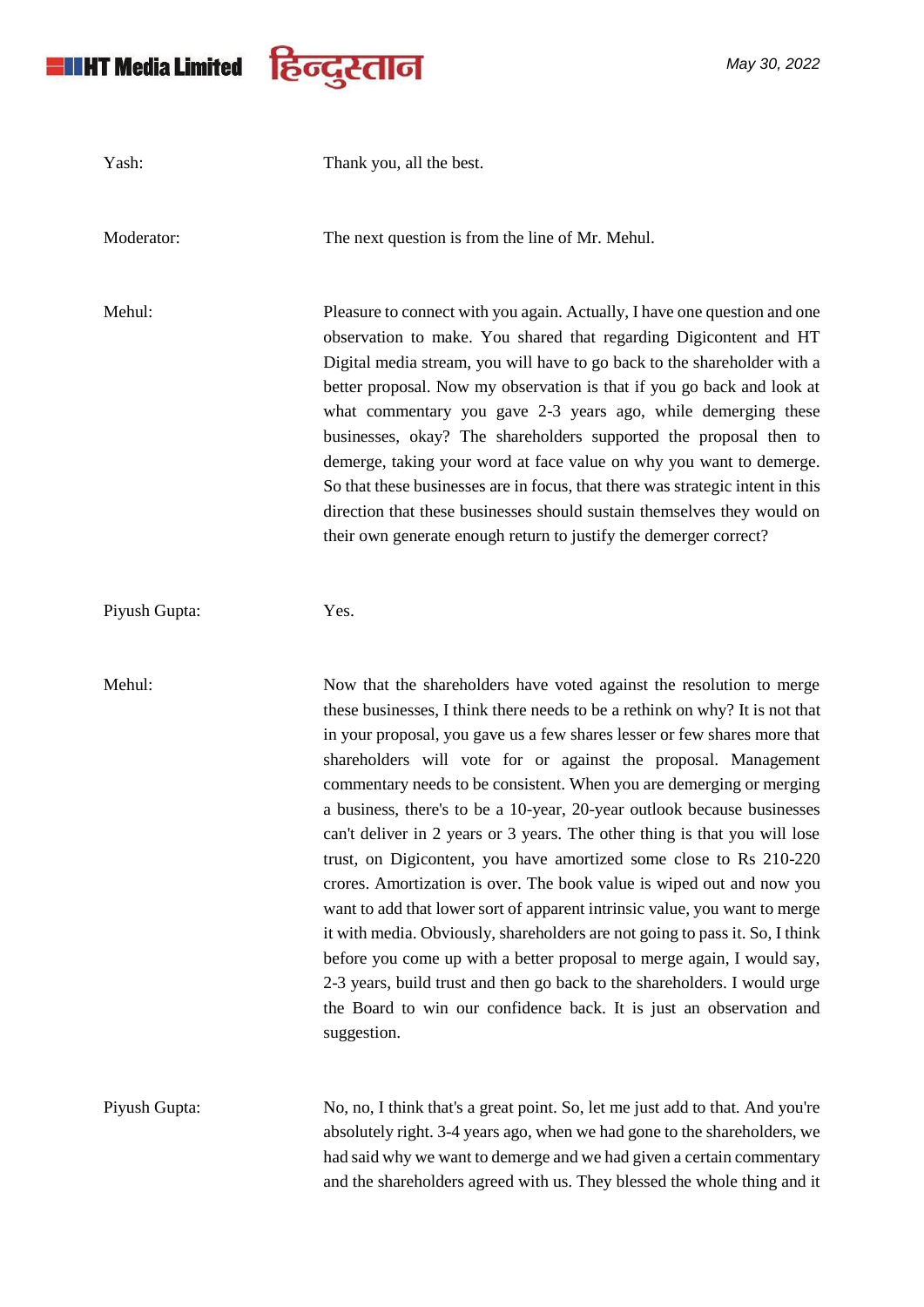**Yash:** Thank you, all the best.

**Moderator:** The next question is from the line of Mr. Mehul.

**Mehul:** Pleasure to connect with you again. Actually, I have one question and one observation to make. You shared that regarding Digicontent and HT Digital media stream, you will have to go back to the shareholder with a better proposal. Now my observation is that if you go back and look at what commentary you gave 2-3 years ago, while demerging these businesses, okay? The shareholders supported the proposal then to demerge, taking your word at face value on why you want to demerge. So that these businesses are in focus, that there was strategic intent in this direction that these businesses should sustain themselves they would on their own generate enough return to justify the demerger correct?

**Piyush Gupta:** Yes.

**Mehul:** Now that the shareholders have voted against the resolution to merge these businesses, I think there needs to be a rethink on why? It is not that in your proposal, you gave us a few shares lesser or few shares more that shareholders will vote for or against the proposal. Management commentary needs to be consistent. When you are demerging or merging a business, there's to be a 10-year, 20-year outlook because businesses can't deliver in 2 years or 3 years. The other thing is that you will lose trust, on Digicontent, you have amortized some close to Rs 210-220 crores. Amortization is over. The book value is wiped out and now you want to add that lower sort of apparent intrinsic value, you want to merge it with media. Obviously, shareholders are not going to pass it. So, I think before you come up with a better proposal to merge again, I would say, 2-3 years, build trust and then go back to the shareholders. I would urge the Board to win our confidence back. It is just an observation and suggestion.

**Piyush Gupta:** No, no, I think that's a great point. So, let me just add to that. And you're absolutely right. 3-4 years ago, when we had gone to the shareholders, we had said why we want to demerge and we had given a certain commentary and the shareholders agreed with us. They blessed the whole thing and it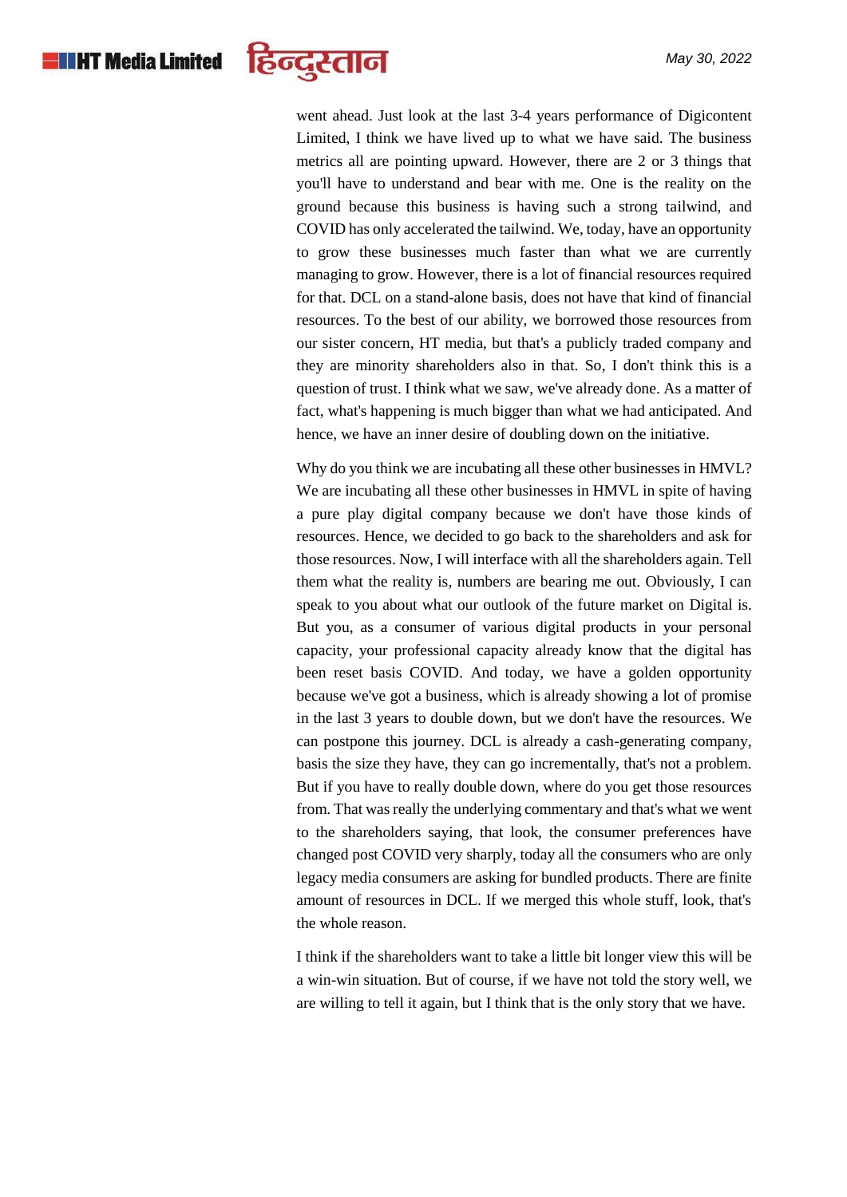went ahead. Just look at the last 3-4 years performance of Digicontent Limited, I think we have lived up to what we have said. The business metrics all are pointing upward. However, there are 2 or 3 things that you'll have to understand and bear with me. One is the reality on the ground because this business is having such a strong tailwind, and COVID has only accelerated the tailwind. We, today, have an opportunity to grow these businesses much faster than what we are currently managing to grow. However, there is a lot of financial resources required for that. DCL on a stand-alone basis, does not have that kind of financial resources. To the best of our ability, we borrowed those resources from our sister concern, HT media, but that's a publicly traded company and they are minority shareholders also in that. So, I don't think this is a question of trust. I think what we saw, we've already done. As a matter of fact, what's happening is much bigger than what we had anticipated. And hence, we have an inner desire of doubling down on the initiative.

Why do you think we are incubating all these other businesses in HMVL? We are incubating all these other businesses in HMVL in spite of having a pure play digital company because we don't have those kinds of resources. Hence, we decided to go back to the shareholders and ask for those resources. Now, I will interface with all the shareholders again. Tell them what the reality is, numbers are bearing me out. Obviously, I can speak to you about what our outlook of the future market on Digital is. But you, as a consumer of various digital products in your personal capacity, your professional capacity already know that the digital has been reset basis COVID. And today, we have a golden opportunity because we've got a business, which is already showing a lot of promise in the last 3 years to double down, but we don't have the resources. We can postpone this journey. DCL is already a cash-generating company, basis the size they have, they can go incrementally, that's not a problem. But if you have to really double down, where do you get those resources from. That was really the underlying commentary and that's what we went to the shareholders saying, that look, the consumer preferences have changed post COVID very sharply, today all the consumers who are only legacy media consumers are asking for bundled products. There are finite amount of resources in DCL. If we merged this whole stuff, look, that's the whole reason.

I think if the shareholders want to take a little bit longer view this will be a win-win situation. But of course, if we have not told the story well, we are willing to tell it again, but I think that is the only story that we have.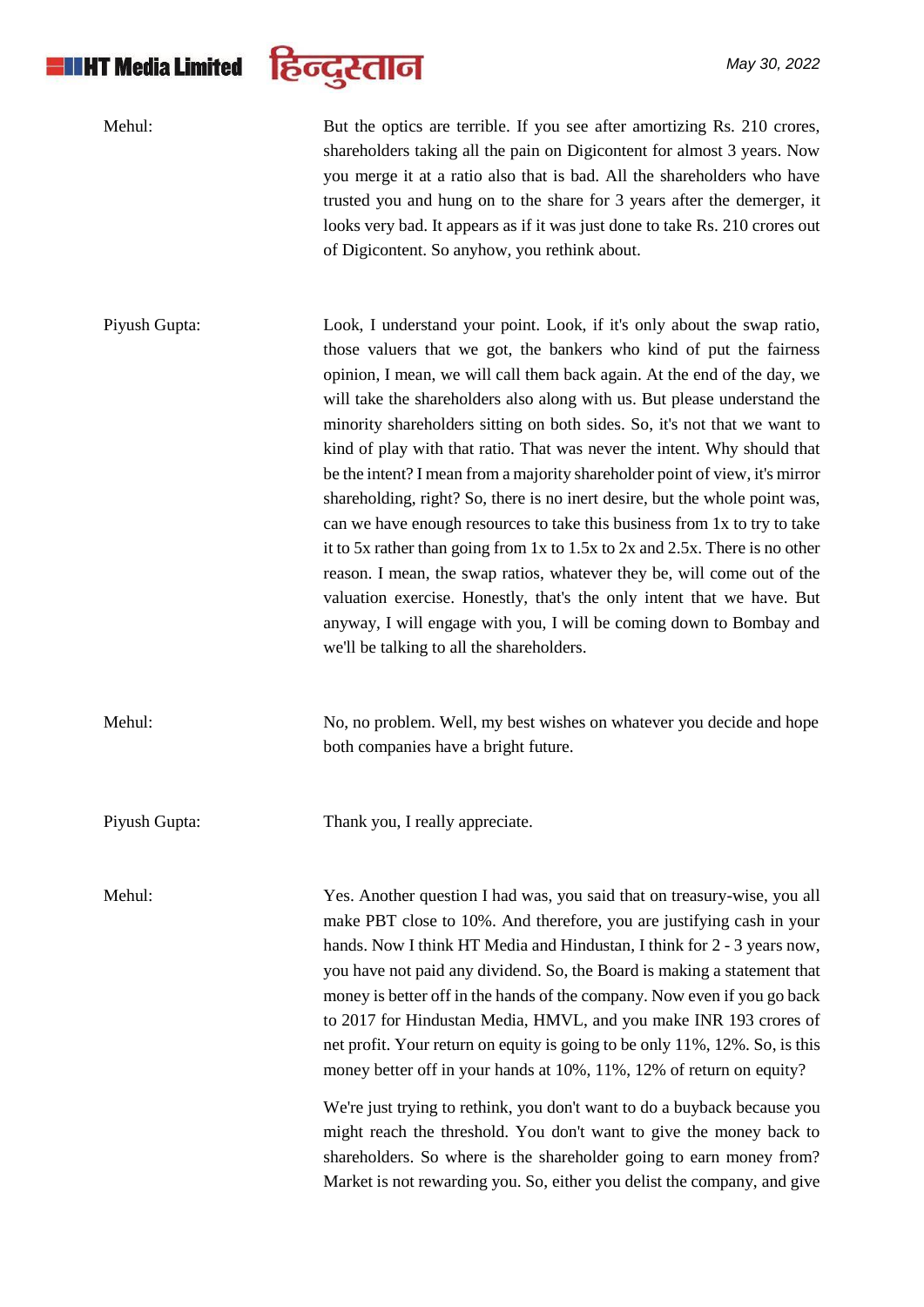**Mehul:** But the optics are terrible. If you see after amortizing Rs. 210 crores, shareholders taking all the pain on Digicontent for almost 3 years. Now you merge it at a ratio also that is bad. All the shareholders who have trusted you and hung on to the share for 3 years after the demerger, it looks very bad. It appears as if it was just done to take Rs. 210 crores out of Digicontent. So anyhow, you rethink about.

**Piyush Gupta:** Look, I understand your point. Look, if it's only about the swap ratio, those valuers that we got, the bankers who kind of put the fairness opinion, I mean, we will call them back again. At the end of the day, we will take the shareholders also along with us. But please understand the minority shareholders sitting on both sides. So, it's not that we want to kind of play with that ratio. That was never the intent. Why should that be the intent? I mean from a majority shareholder point of view, it's mirror shareholding, right? So, there is no inert desire, but the whole point was, can we have enough resources to take this business from 1x to try to take it to 5x rather than going from 1x to 1.5x to 2x and 2.5x. There is no other reason. I mean, the swap ratios, whatever they be, will come out of the valuation exercise. Honestly, that's the only intent that we have. But anyway, I will engage with you, I will be coming down to Bombay and we'll be talking to all the shareholders.

**Mehul:** No, no problem. Well, my best wishes on whatever you decide and hope both companies have a bright future.

**Piyush Gupta:** Thank you, I really appreciate.

**Mehul:** Yes. Another question I had was, you said that on treasury-wise, you all make PBT close to 10%. And therefore, you are justifying cash in your hands. Now I think HT Media and Hindustan, I think for 2 - 3 years now, you have not paid any dividend. So, the Board is making a statement that money is better off in the hands of the company. Now even if you go back to 2017 for Hindustan Media, HMVL, and you make INR 193 crores of net profit. Your return on equity is going to be only 11%, 12%. So, is this money better off in your hands at 10%, 11%, 12% of return on equity?

We're just trying to rethink, you don't want to do a buyback because you might reach the threshold. You don't want to give the money back to shareholders. So where is the shareholder going to earn money from? Market is not rewarding you. So, either you delist the company, and give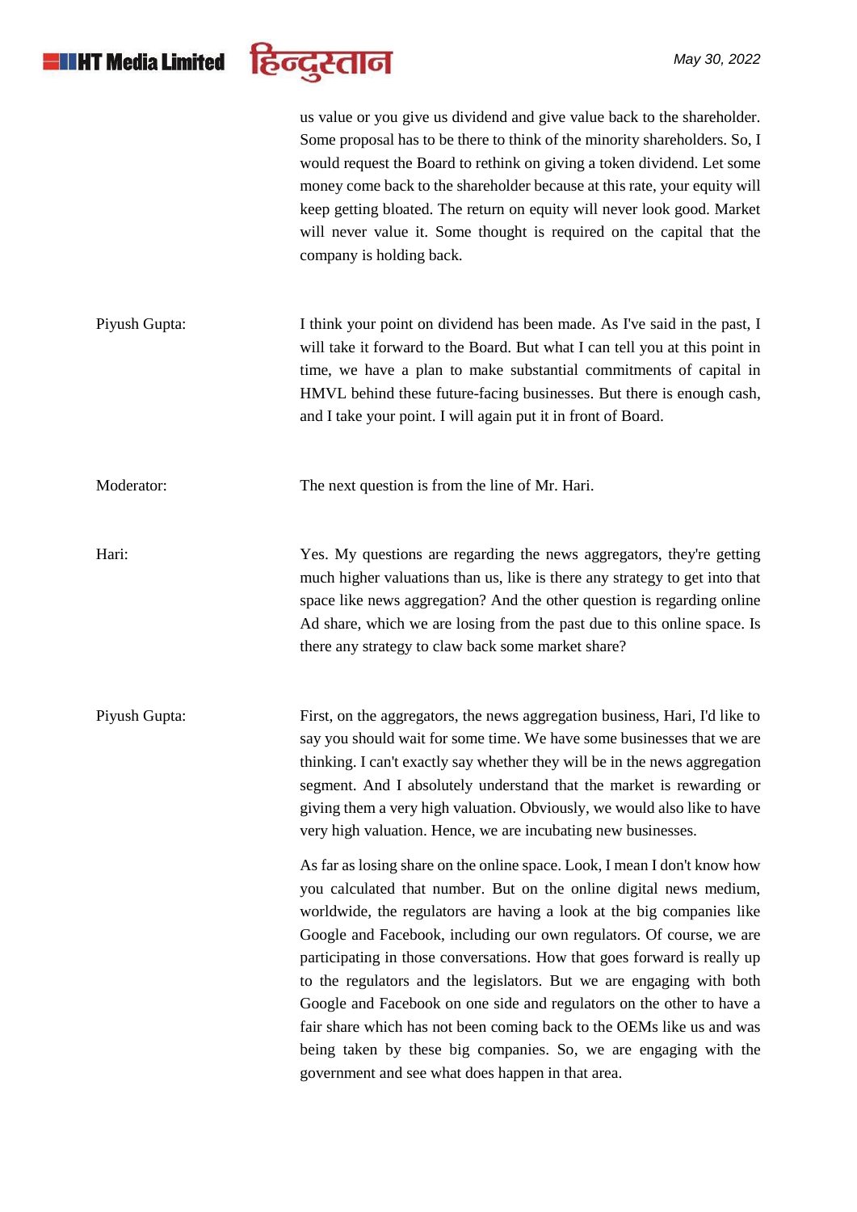us value or you give us dividend and give value back to the shareholder. Some proposal has to be there to think of the minority shareholders. So, I would request the Board to rethink on giving a token dividend. Let some money come back to the shareholder because at this rate, your equity will keep getting bloated. The return on equity will never look good. Market will never value it. Some thought is required on the capital that the company is holding back.

**Piyush Gupta:** I think your point on dividend has been made. As I've said in the past, I will take it forward to the Board. But what I can tell you at this point in time, we have a plan to make substantial commitments of capital in HMVL behind these future-facing businesses. But there is enough cash, and I take your point. I will again put it in front of Board.

**Moderator:** The next question is from the line of Mr. Hari.

**Hari:** Yes. My questions are regarding the news aggregators, they're getting much higher valuations than us, like is there any strategy to get into that space like news aggregation? And the other question is regarding online Ad share, which we are losing from the past due to this online space. Is there any strategy to claw back some market share?

**Piyush Gupta:** First, on the aggregators, the news aggregation business, Hari, I'd like to say you should wait for some time. We have some businesses that we are thinking. I can't exactly say whether they will be in the news aggregation segment. And I absolutely understand that the market is rewarding or giving them a very high valuation. Obviously, we would also like to have very high valuation. Hence, we are incubating new businesses.

As far as losing share on the online space. Look, I mean I don't know how you calculated that number. But on the online digital news medium, worldwide, the regulators are having a look at the big companies like Google and Facebook, including our own regulators. Of course, we are participating in those conversations. How that goes forward is really up to the regulators and the legislators. But we are engaging with both Google and Facebook on one side and regulators on the other to have a fair share which has not been coming back to the OEMs like us and was being taken by these big companies. So, we are engaging with the government and see what does happen in that area.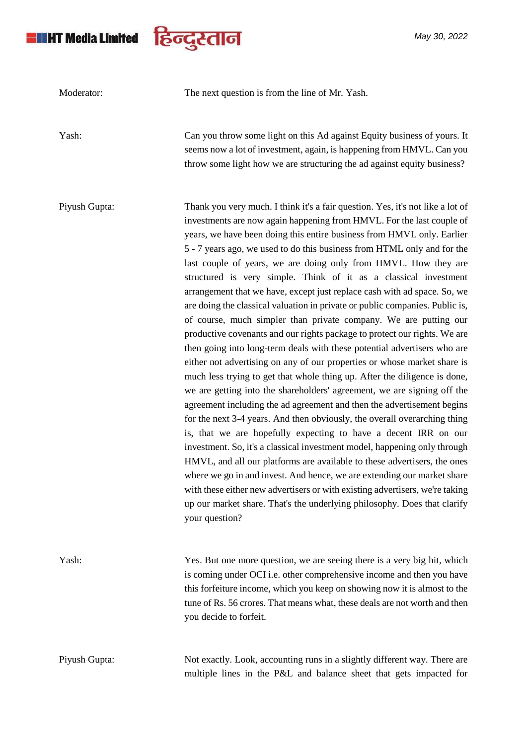Moderator: The next question is from the line of Mr. Yash.

Yash: Can you throw some light on this Ad against Equity business of yours. It seems now a lot of investment, again, is happening from HMVL. Can you throw some light how we are structuring the ad against equity business?

Piyush Gupta: Thank you very much. I think it's a fair question. Yes, it's not like a lot of investments are now again happening from HMVL. For the last couple of years, we have been doing this entire business from HMVL only. Earlier 5 - 7 years ago, we used to do this business from HTML only and for the last couple of years, we are doing only from HMVL. How they are structured is very simple. Think of it as a classical investment arrangement that we have, except just replace cash with ad space. So, we are doing the classical valuation in private or public companies. Public is, of course, much simpler than private company. We are putting our productive covenants and our rights package to protect our rights. We are then going into long-term deals with these potential advertisers who are either not advertising on any of our properties or whose market share is much less trying to get that whole thing up. After the diligence is done, we are getting into the shareholders' agreement, we are signing off the agreement including the ad agreement and then the advertisement begins for the next 3-4 years. And then obviously, the overall overarching thing is, that we are hopefully expecting to have a decent IRR on our investment. So, it's a classical investment model, happening only through HMVL, and all our platforms are available to these advertisers, the ones where we go in and invest. And hence, we are extending our market share with these either new advertisers or with existing advertisers, we're taking up our market share. That's the underlying philosophy. Does that clarify your question?

Yash: Yes. But one more question, we are seeing there is a very big hit, which is coming under OCI i.e. other comprehensive income and then you have this forfeiture income, which you keep on showing now it is almost to the tune of Rs. 56 crores. That means what, these deals are not worth and then you decide to forfeit.

Piyush Gupta: Not exactly. Look, accounting runs in a slightly different way. There are multiple lines in the P&L and balance sheet that gets impacted for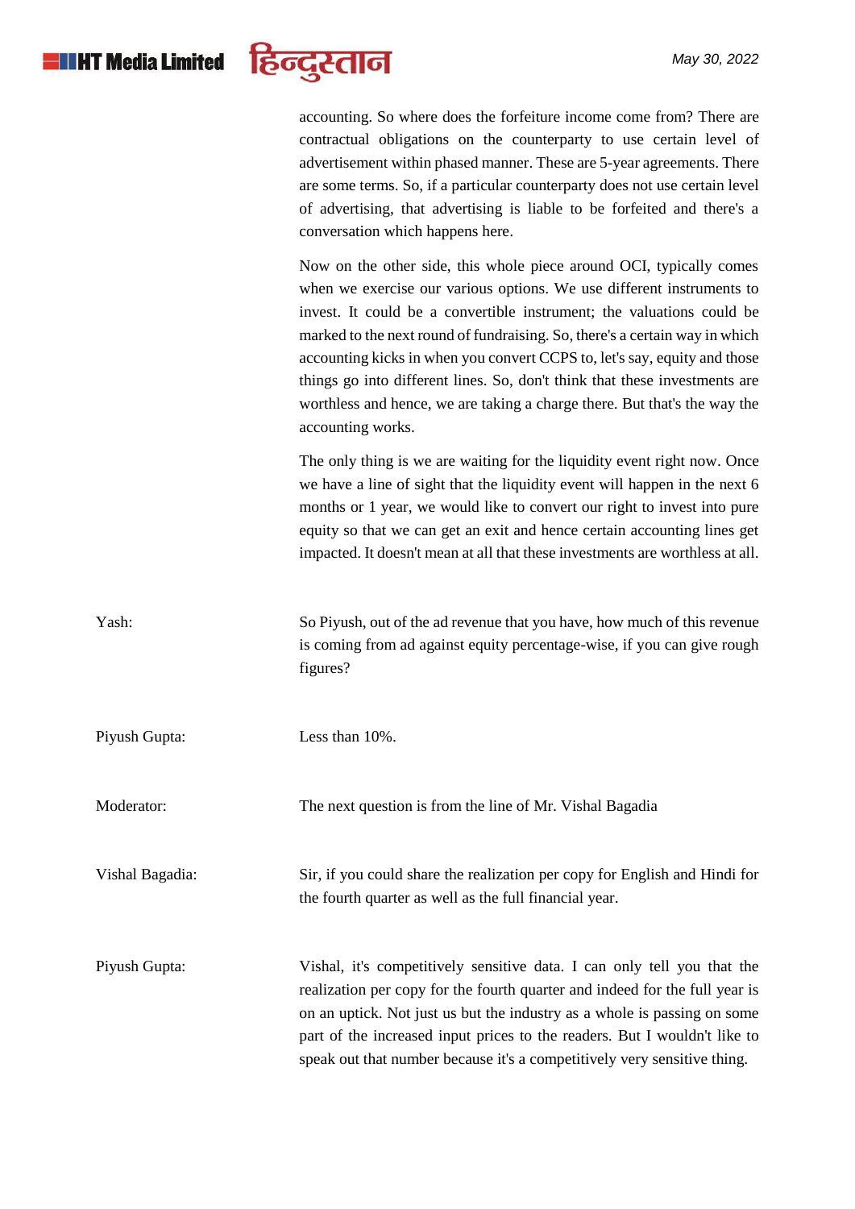accounting. So where does the forfeiture income come from? There are contractual obligations on the counterparty to use certain level of advertisement within phased manner. These are 5-year agreements. There are some terms. So, if a particular counterparty does not use certain level of advertising, that advertising is liable to be forfeited and there's a conversation which happens here.

Now on the other side, this whole piece around OCI, typically comes when we exercise our various options. We use different instruments to invest. It could be a convertible instrument; the valuations could be marked to the next round of fundraising. So, there's a certain way in which accounting kicks in when you convert CCPS to, let's say, equity and those things go into different lines. So, don't think that these investments are worthless and hence, we are taking a charge there. But that's the way the accounting works.

The only thing is we are waiting for the liquidity event right now. Once we have a line of sight that the liquidity event will happen in the next 6 months or 1 year, we would like to convert our right to invest into pure equity so that we can get an exit and hence certain accounting lines get impacted. It doesn't mean at all that these investments are worthless at all.

**Yash:** So Piyush, out of the ad revenue that you have, how much of this revenue is coming from ad against equity percentage-wise, if you can give rough figures?

**Piyush Gupta:** Less than 10%.

**Moderator:** The next question is from the line of Mr. Vishal Bagadia

**Vishal Bagadia:** Sir, if you could share the realization per copy for English and Hindi for the fourth quarter as well as the full financial year.

**Piyush Gupta:** Vishal, it's competitively sensitive data. I can only tell you that the realization per copy for the fourth quarter and indeed for the full year is on an uptick. Not just us but the industry as a whole is passing on some part of the increased input prices to the readers. But I wouldn't like to speak out that number because it's a competitively very sensitive thing.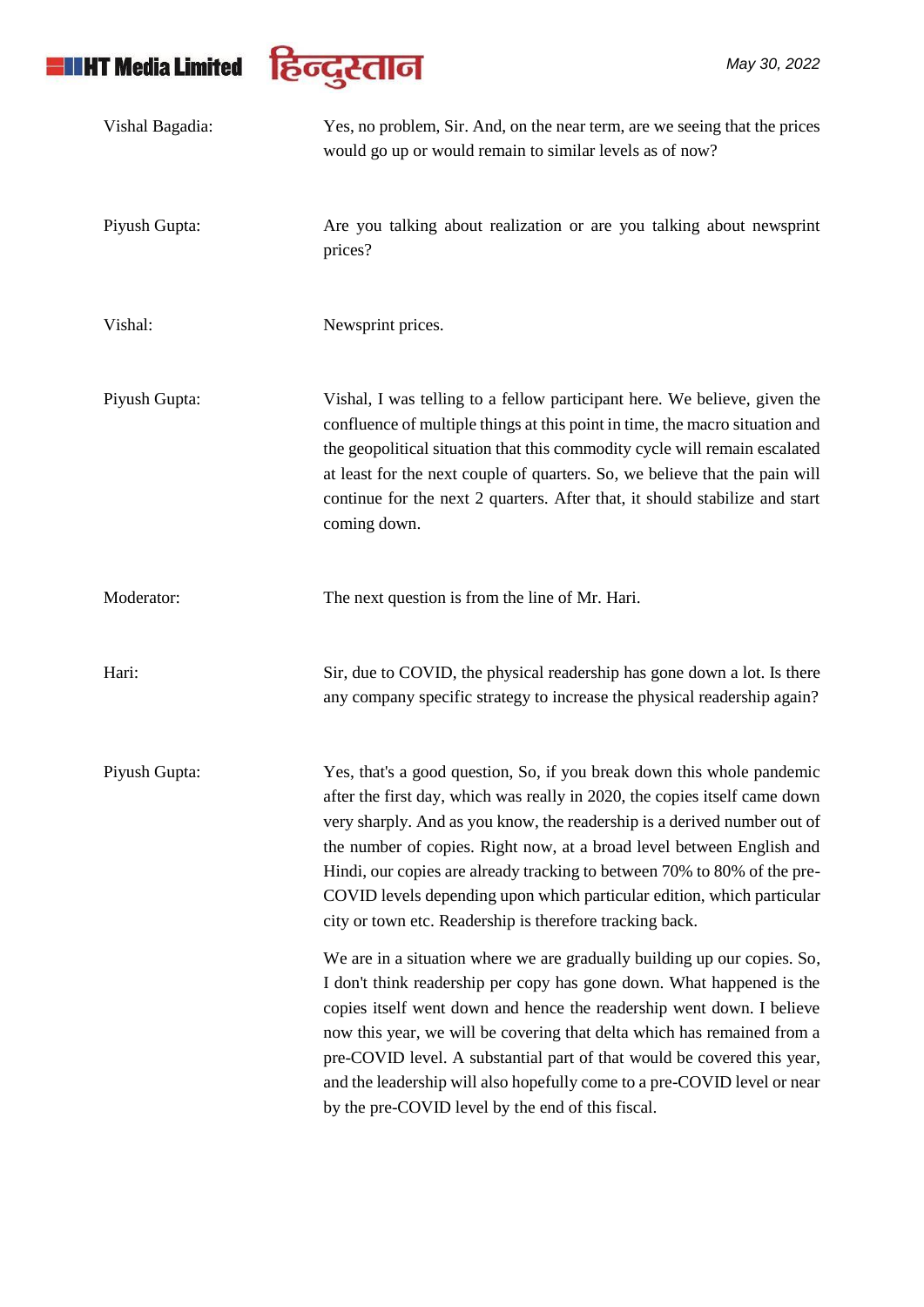**Vishal Bagadia:** Yes, no problem, Sir. And, on the near term, are we seeing that the prices would go up or would remain to similar levels as of now?

**Piyush Gupta:** Are you talking about realization or are you talking about newsprint prices?

**Vishal:** Newsprint prices.

**Piyush Gupta:** Vishal, I was telling to a fellow participant here. We believe, given the confluence of multiple things at this point in time, the macro situation and the geopolitical situation that this commodity cycle will remain escalated at least for the next couple of quarters. So, we believe that the pain will continue for the next 2 quarters. After that, it should stabilize and start coming down.

**Moderator:** The next question is from the line of Mr. Hari.

**Hari:** Sir, due to COVID, the physical readership has gone down a lot. Is there any company specific strategy to increase the physical readership again?

**Piyush Gupta:** Yes, that's a good question, So, if you break down this whole pandemic after the first day, which was really in 2020, the copies itself came down very sharply. And as you know, the readership is a derived number out of the number of copies. Right now, at a broad level between English and Hindi, our copies are already tracking to between 70% to 80% of the pre-COVID levels depending upon which particular edition, which particular city or town etc. Readership is therefore tracking back.

We are in a situation where we are gradually building up our copies. So, I don't think readership per copy has gone down. What happened is the copies itself went down and hence the readership went down. I believe now this year, we will be covering that delta which has remained from a pre-COVID level. A substantial part of that would be covered this year, and the leadership will also hopefully come to a pre-COVID level or near by the pre-COVID level by the end of this fiscal.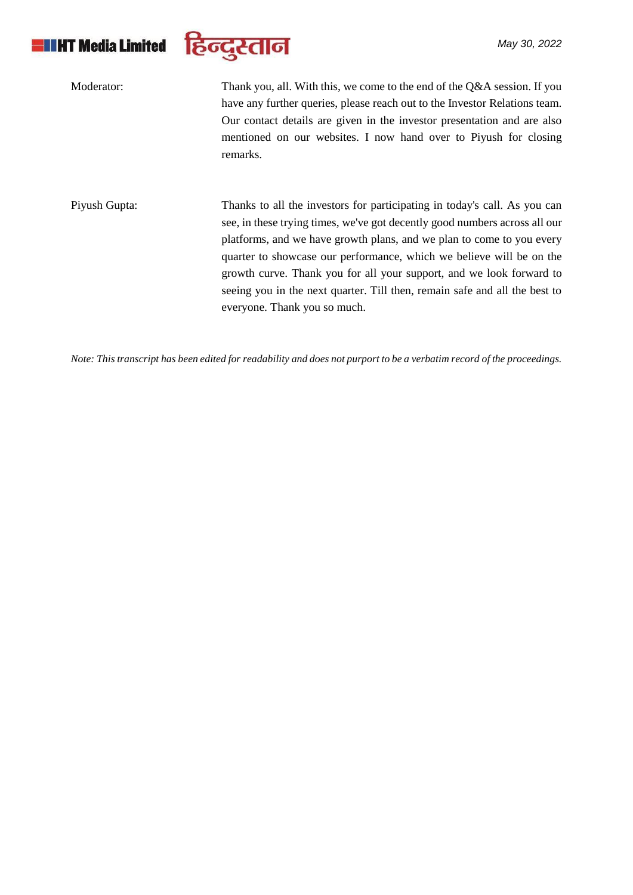Moderator: Thank you, all. With this, we come to the end of the Q&A session. If you have any further queries, please reach out to the Investor Relations team. Our contact details are given in the investor presentation and are also mentioned on our websites. I now hand over to Piyush for closing remarks.

Piyush Gupta: Thanks to all the investors for participating in today's call. As you can see, in these trying times, we've got decently good numbers across all our platforms, and we have growth plans, and we plan to come to you every quarter to showcase our performance, which we believe will be on the growth curve. Thank you for all your support, and we look forward to seeing you in the next quarter. Till then, remain safe and all the best to everyone. Thank you so much.

*Note: This transcript has been edited for readability and does not purport to be a verbatim record of the proceedings.*